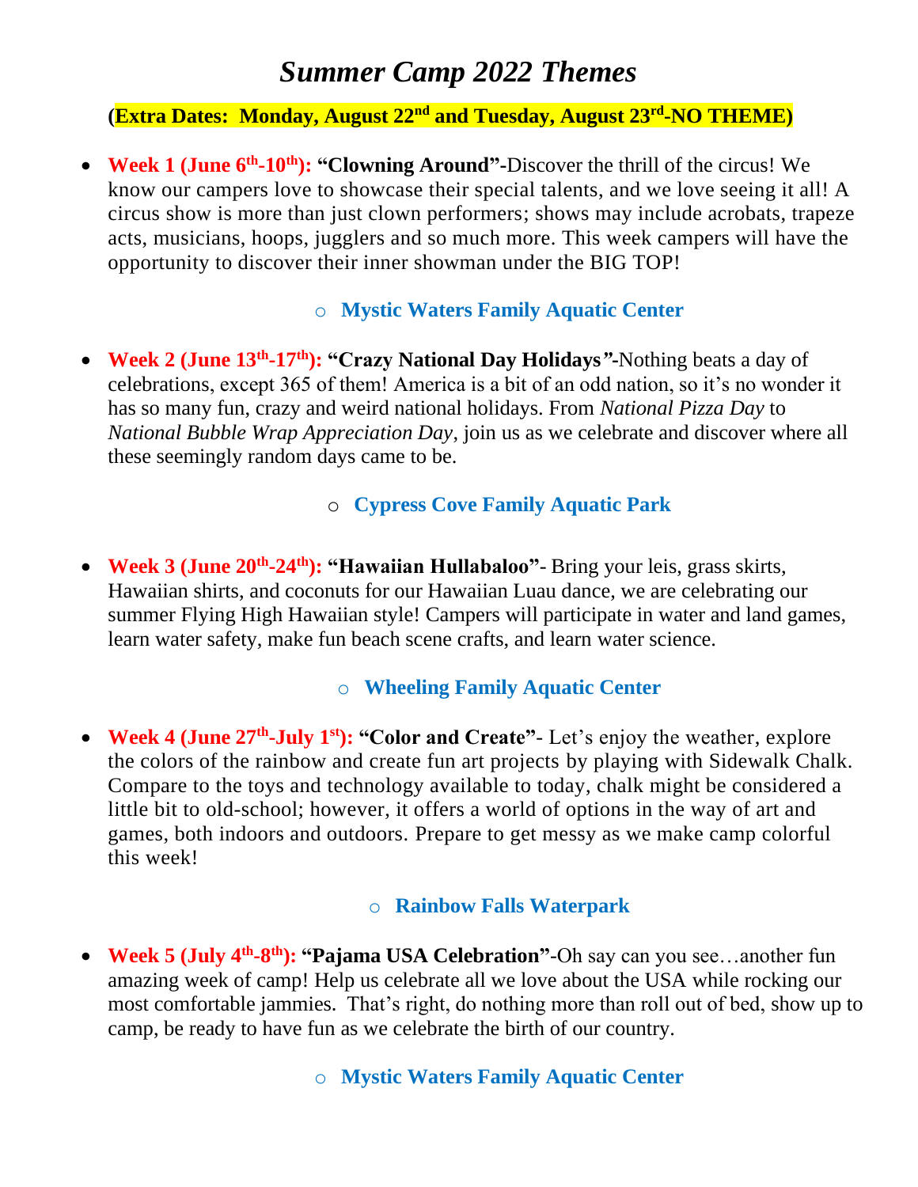# *Summer Camp 2022 Themes*

**(Extra Dates: Monday, August 22nd and Tuesday, August 23rd-NO THEME)**

- **Week 1 (June 6th-10th): "Clowning Around"**-Discover the thrill of the circus! We know our campers love to showcase their special talents, and we love seeing it all! A circus show is more than just clown performers; shows may include acrobats, trapeze acts, musicians, hoops, jugglers and so much more. This week campers will have the opportunity to discover their inner showman under the BIG TOP!
  - **Mystic Waters Family Aquatic Center**

- **Week 2 (June 13th-17th): "Crazy National Day Holidays"**-Nothing beats a day of celebrations, except 365 of them! America is a bit of an odd nation, so it's no wonder it has so many fun, crazy and weird national holidays. From *National Pizza Day* to *National Bubble Wrap Appreciation Day*, join us as we celebrate and discover where all these seemingly random days came to be.
  - **Cypress Cove Family Aquatic Park**

- **Week 3 (June 20th-24th): "Hawaiian Hullabaloo"**- Bring your leis, grass skirts, Hawaiian shirts, and coconuts for our Hawaiian Luau dance, we are celebrating our summer Flying High Hawaiian style! Campers will participate in water and land games, learn water safety, make fun beach scene crafts, and learn water science.
  - **Wheeling Family Aquatic Center**

- **Week 4 (June 27th-July 1st): "Color and Create"**- Let's enjoy the weather, explore the colors of the rainbow and create fun art projects by playing with Sidewalk Chalk. Compare to the toys and technology available to today, chalk might be considered a little bit to old-school; however, it offers a world of options in the way of art and games, both indoors and outdoors. Prepare to get messy as we make camp colorful this week!
  - **Rainbow Falls Waterpark**

- **Week 5 (July 4th-8th): "Pajama USA Celebration"**-Oh say can you see…another fun amazing week of camp! Help us celebrate all we love about the USA while rocking our most comfortable jammies. That's right, do nothing more than roll out of bed, show up to camp, be ready to have fun as we celebrate the birth of our country.
  - **Mystic Waters Family Aquatic Center**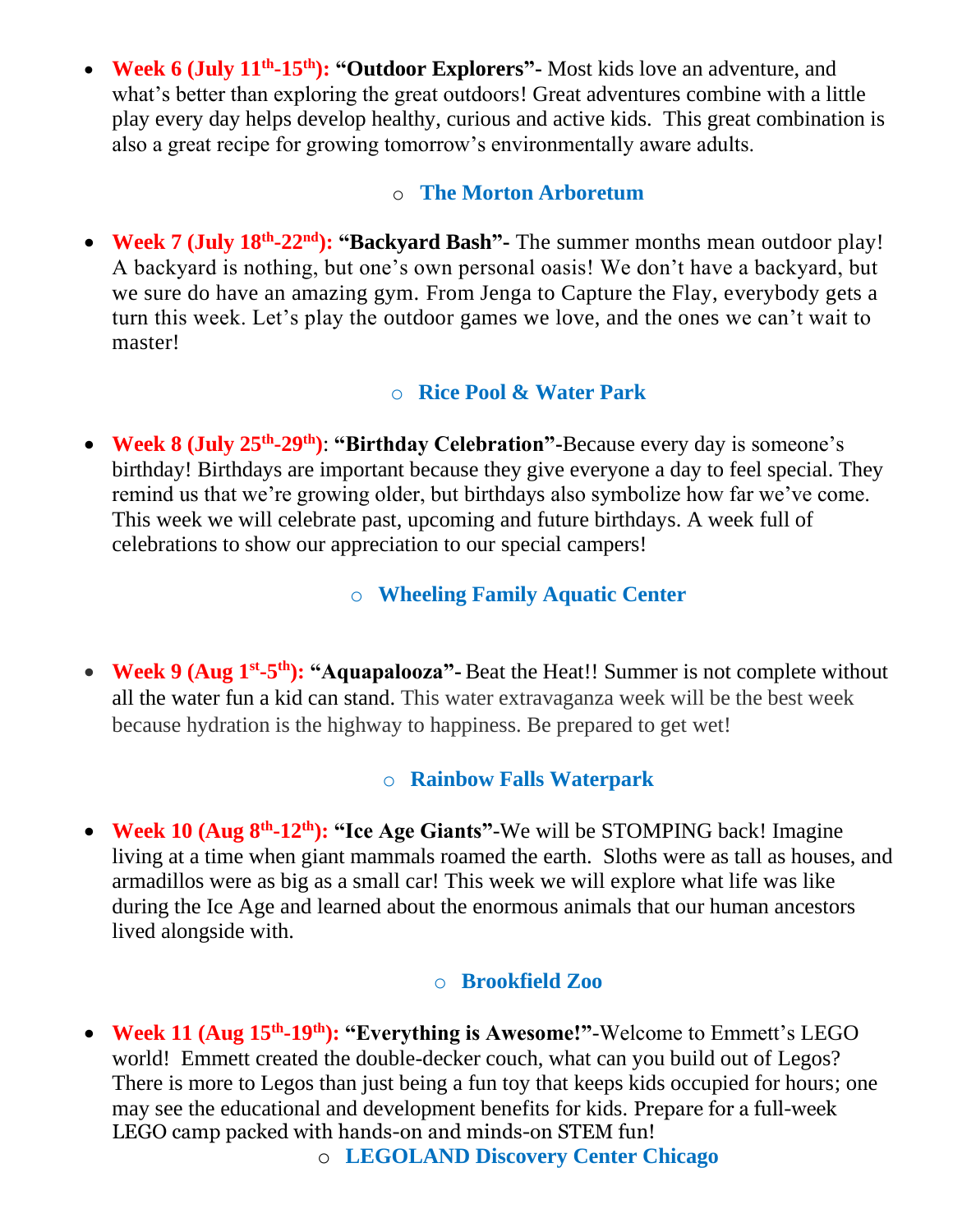- **Week 6 (July 11th-15th): "Outdoor Explorers"-** Most kids love an adventure, and what's better than exploring the great outdoors! Great adventures combine with a little play every day helps develop healthy, curious and active kids. This great combination is also a great recipe for growing tomorrow's environmentally aware adults.
  - **The Morton Arboretum**
- **Week 7 (July 18th-22nd): "Backyard Bash"-** The summer months mean outdoor play! A backyard is nothing, but one's own personal oasis! We don't have a backyard, but we sure do have an amazing gym. From Jenga to Capture the Flay, everybody gets a turn this week. Let's play the outdoor games we love, and the ones we can't wait to master!
  - **Rice Pool & Water Park**
- **Week 8 (July 25th-29th)**: **"Birthday Celebration"-**Because every day is someone's birthday! Birthdays are important because they give everyone a day to feel special. They remind us that we're growing older, but birthdays also symbolize how far we've come. This week we will celebrate past, upcoming and future birthdays. A week full of celebrations to show our appreciation to our special campers!
  - **Wheeling Family Aquatic Center**
- **Week 9 (Aug 1st-5th): "Aquapalooza"-** Beat the Heat!! Summer is not complete without all the water fun a kid can stand. This water extravaganza week will be the best week because hydration is the highway to happiness. Be prepared to get wet!
  - **Rainbow Falls Waterpark**
- **Week 10 (Aug 8th-12th): "Ice Age Giants"-**We will be STOMPING back! Imagine living at a time when giant mammals roamed the earth. Sloths were as tall as houses, and armadillos were as big as a small car! This week we will explore what life was like during the Ice Age and learned about the enormous animals that our human ancestors lived alongside with.
  - **Brookfield Zoo**
- **Week 11 (Aug 15th-19th): "Everything is Awesome!"-**Welcome to Emmett's LEGO world! Emmett created the double-decker couch, what can you build out of Legos? There is more to Legos than just being a fun toy that keeps kids occupied for hours; one may see the educational and development benefits for kids. Prepare for a full-week LEGO camp packed with hands-on and minds-on STEM fun!
  - **LEGOLAND Discovery Center Chicago**